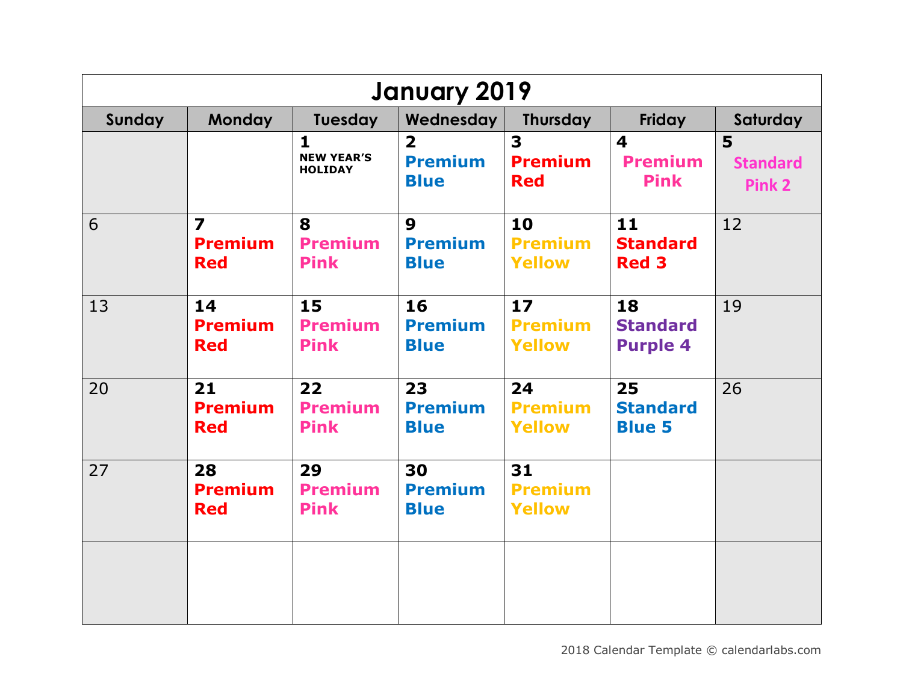# January 2019

| Sunday | Monday | Tuesday | Wednesday | Thursday | Friday | Saturday |
|---|---|---|---|---|---|---|
| | | 1 NEW YEAR'S HOLIDAY | 2 Premium Blue | 3 Premium Red | 4 Premium Pink | 5 Standard Pink 2 |
| 6 | 7 Premium Red | 8 Premium Pink | 9 Premium Blue | 10 Premium Yellow | 11 Standard Red 3 | 12 |
| 13 | 14 Premium Red | 15 Premium Pink | 16 Premium Blue | 17 Premium Yellow | 18 Standard Purple 4 | 19 |
| 20 | 21 Premium Red | 22 Premium Pink | 23 Premium Blue | 24 Premium Yellow | 25 Standard Blue 5 | 26 |
| 27 | 28 Premium Red | 29 Premium Pink | 30 Premium Blue | 31 Premium Yellow | | |
| | | | | | | |

2018 Calendar Template © calendarlabs.com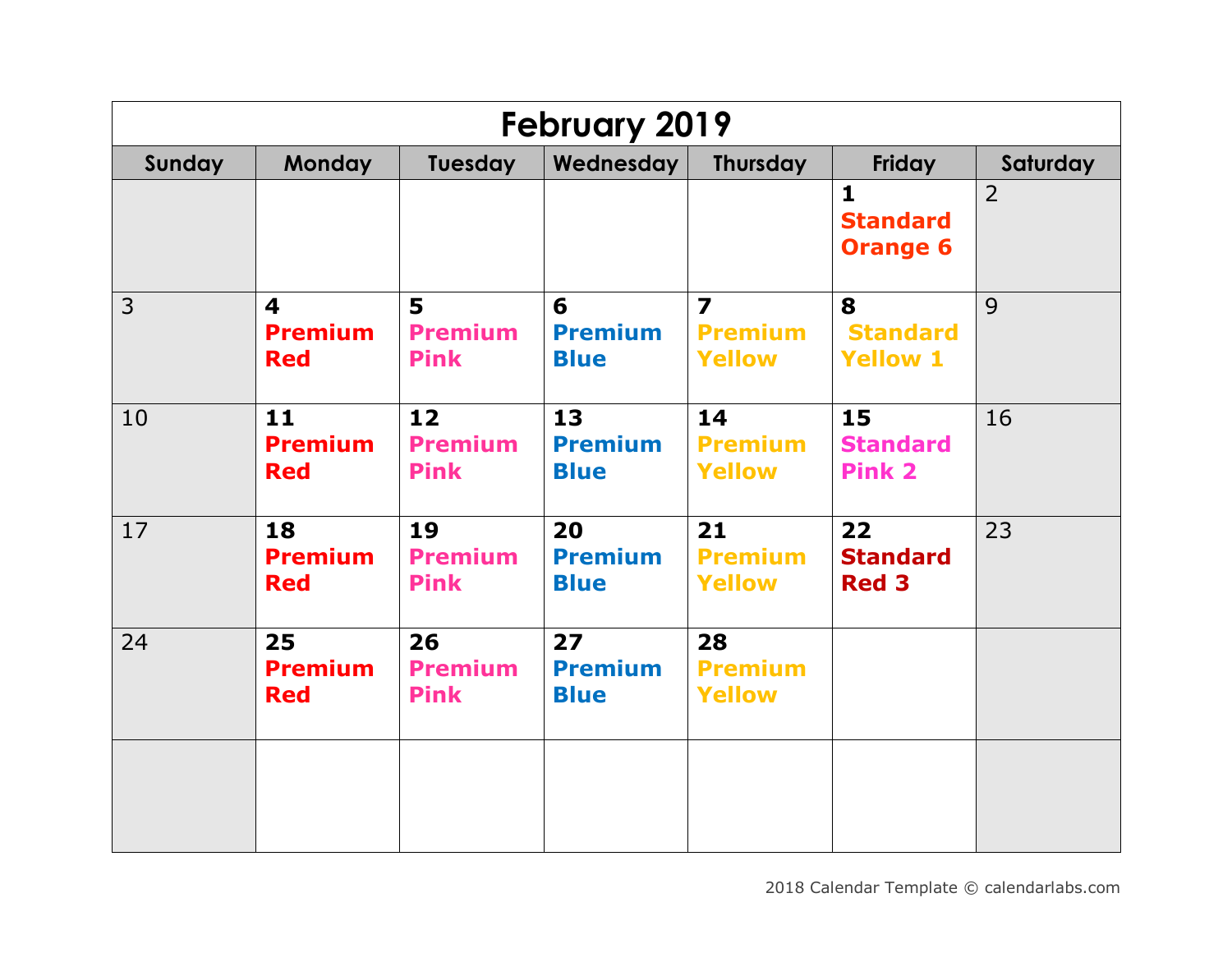# February 2019

| Sunday | Monday | Tuesday | Wednesday | Thursday | Friday | Saturday |
|---|---|---|---|---|---|---|
| | | | | | **1** **Standard Orange 6** | 2 |
| 3 | **4** **Premium Red** | **5** **Premium Pink** | **6** **Premium Blue** | **7** **Premium Yellow** | **8** **Standard Yellow 1** | 9 |
| 10 | **11** **Premium Red** | **12** **Premium Pink** | **13** **Premium Blue** | **14** **Premium Yellow** | **15** **Standard Pink 2** | 16 |
| 17 | **18** **Premium Red** | **19** **Premium Pink** | **20** **Premium Blue** | **21** **Premium Yellow** | **22** **Standard Red 3** | 23 |
| 24 | **25** **Premium Red** | **26** **Premium Pink** | **27** **Premium Blue** | **28** **Premium Yellow** | | |
| | | | | | | |

2018 Calendar Template © calendarlabs.com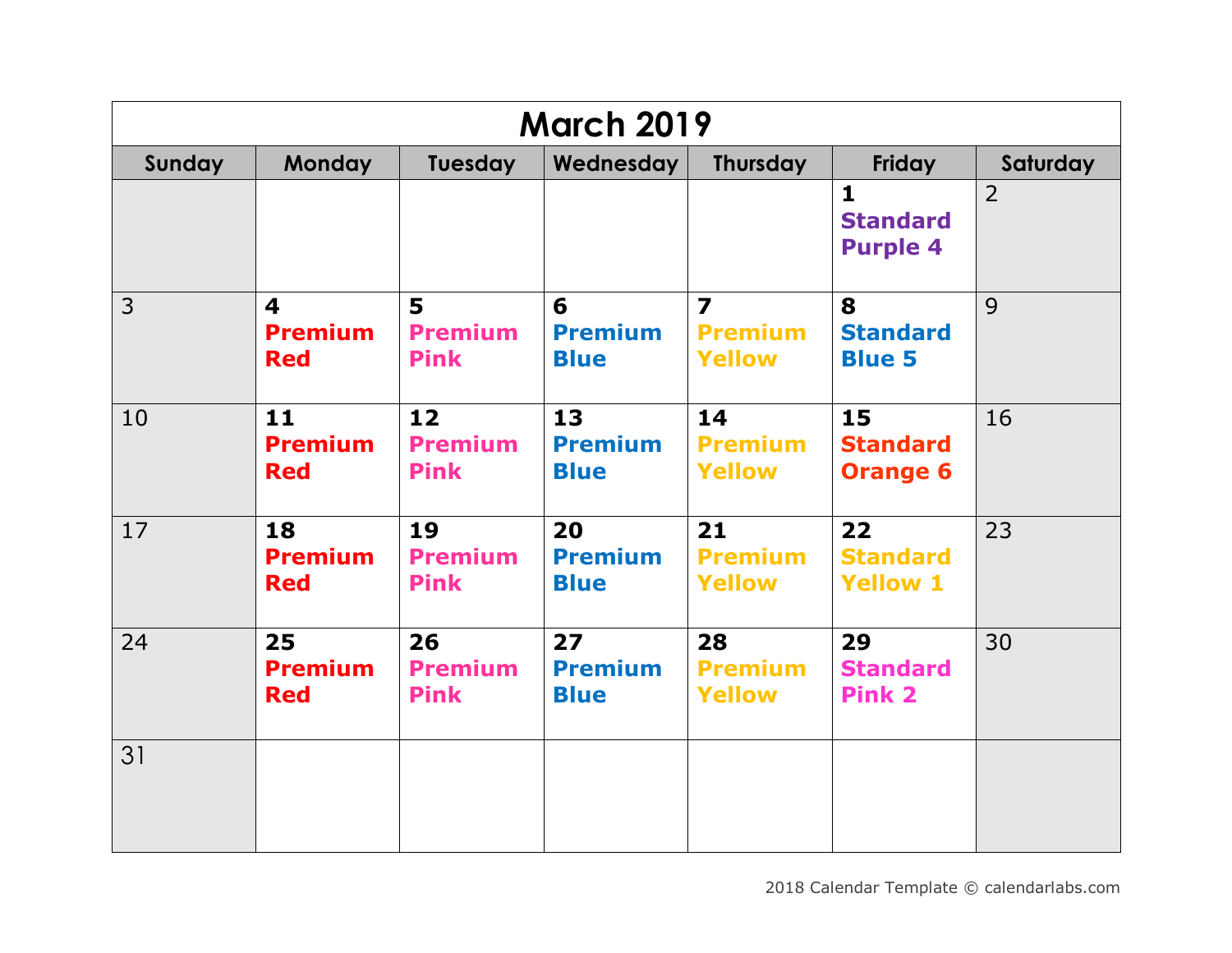# March 2019

| Sunday | Monday | Tuesday | Wednesday | Thursday | Friday | Saturday |
|---|---|---|---|---|---|---|
| | | | | | **1** **Standard Purple 4** | 2 |
| 3 | **4** **Premium Red** | **5** **Premium Pink** | **6** **Premium Blue** | **7** **Premium Yellow** | **8** **Standard Blue 5** | 9 |
| 10 | **11** **Premium Red** | **12** **Premium Pink** | **13** **Premium Blue** | **14** **Premium Yellow** | **15** **Standard Orange 6** | 16 |
| 17 | **18** **Premium Red** | **19** **Premium Pink** | **20** **Premium Blue** | **21** **Premium Yellow** | **22** **Standard Yellow 1** | 23 |
| 24 | **25** **Premium Red** | **26** **Premium Pink** | **27** **Premium Blue** | **28** **Premium Yellow** | **29** **Standard Pink 2** | 30 |
| 31 | | | | | | |

2018 Calendar Template © calendarlabs.com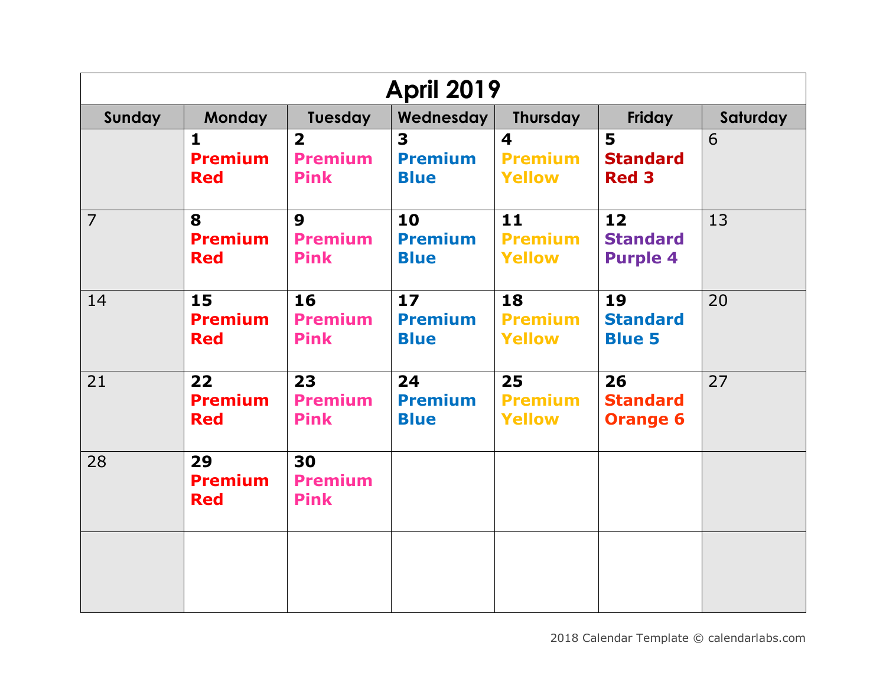# April 2019

| Sunday | Monday | Tuesday | Wednesday | Thursday | Friday | Saturday |
| --- | --- | --- | --- | --- | --- | --- |
| | **1** **Premium Red** | **2** **Premium Pink** | **3** **Premium Blue** | **4** **Premium Yellow** | **5** **Standard Red 3** | 6 |
| 7 | **8** **Premium Red** | **9** **Premium Pink** | **10** **Premium Blue** | **11** **Premium Yellow** | **12** **Standard Purple 4** | 13 |
| 14 | **15** **Premium Red** | **16** **Premium Pink** | **17** **Premium Blue** | **18** **Premium Yellow** | **19** **Standard Blue 5** | 20 |
| 21 | **22** **Premium Red** | **23** **Premium Pink** | **24** **Premium Blue** | **25** **Premium Yellow** | **26** **Standard Orange 6** | 27 |
| 28 | **29** **Premium Red** | **30** **Premium Pink** | | | | |
| | | | | | | |

2018 Calendar Template © calendarlabs.com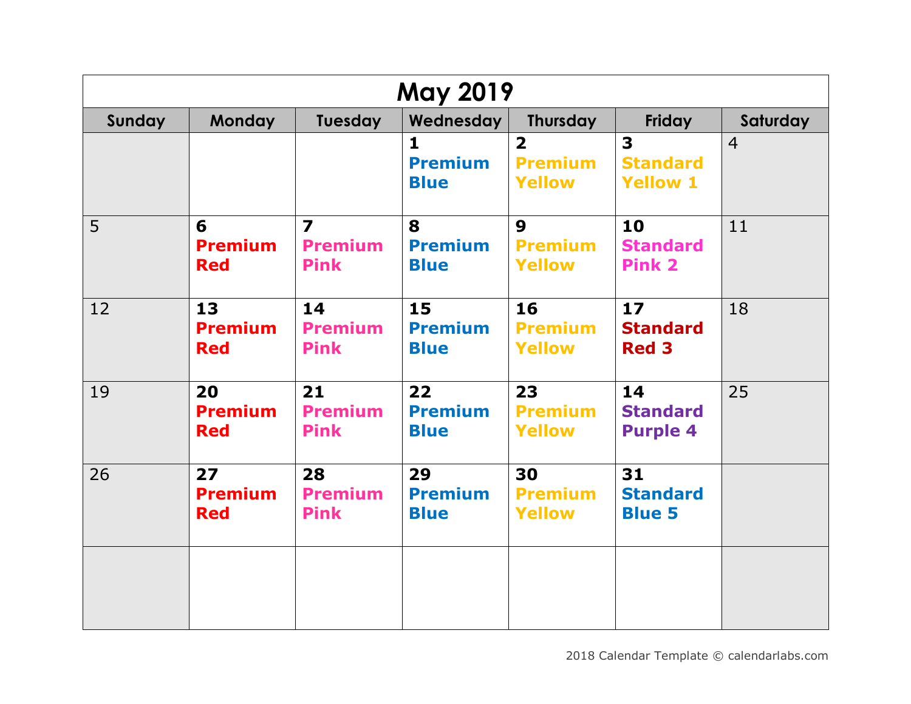# May 2019

| Sunday | Monday | Tuesday | Wednesday | Thursday | Friday | Saturday |
|---|---|---|---|---|---|---|
| | | | **1** **Premium Blue** | **2** **Premium Yellow** | **3** **Standard Yellow 1** | 4 |
| 5 | **6** **Premium Red** | **7** **Premium Pink** | **8** **Premium Blue** | **9** **Premium Yellow** | **10** **Standard Pink 2** | 11 |
| 12 | **13** **Premium Red** | **14** **Premium Pink** | **15** **Premium Blue** | **16** **Premium Yellow** | **17** **Standard Red 3** | 18 |
| 19 | **20** **Premium Red** | **21** **Premium Pink** | **22** **Premium Blue** | **23** **Premium Yellow** | **14** **Standard Purple 4** | 25 |
| 26 | **27** **Premium Red** | **28** **Premium Pink** | **29** **Premium Blue** | **30** **Premium Yellow** | **31** **Standard Blue 5** | |
| | | | | | | |

2018 Calendar Template © calendarlabs.com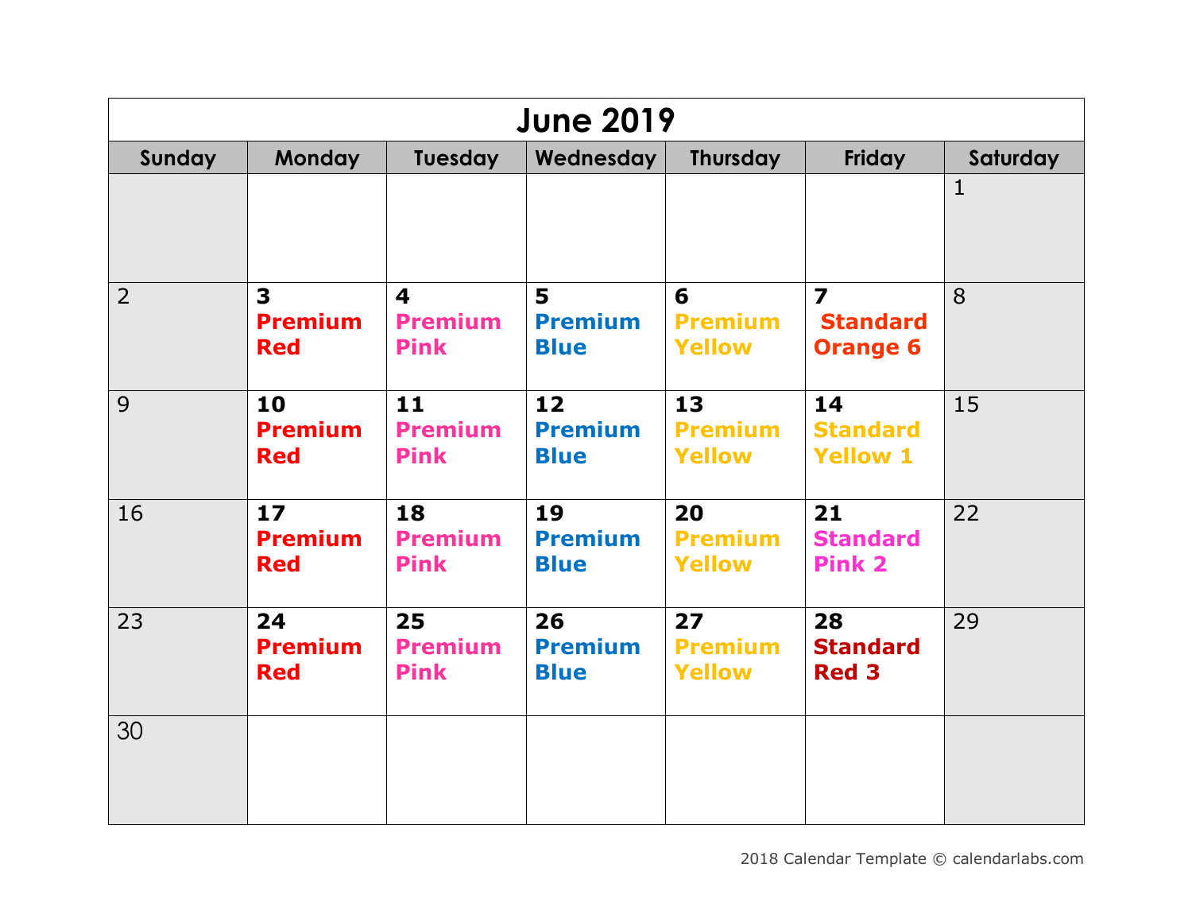# June 2019

| Sunday | Monday | Tuesday | Wednesday | Thursday | Friday | Saturday |
|---|---|---|---|---|---|---|
| | | | | | | 1 |
| 2 | **3** **Premium Red** | **4** **Premium Pink** | **5** **Premium Blue** | **6** **Premium Yellow** | **7** **Standard Orange 6** | 8 |
| 9 | **10** **Premium Red** | **11** **Premium Pink** | **12** **Premium Blue** | **13** **Premium Yellow** | **14** **Standard Yellow 1** | 15 |
| 16 | **17** **Premium Red** | **18** **Premium Pink** | **19** **Premium Blue** | **20** **Premium Yellow** | **21** **Standard Pink 2** | 22 |
| 23 | **24** **Premium Red** | **25** **Premium Pink** | **26** **Premium Blue** | **27** **Premium Yellow** | **28** **Standard Red 3** | 29 |
| 30 | | | | | | |

2018 Calendar Template © calendarlabs.com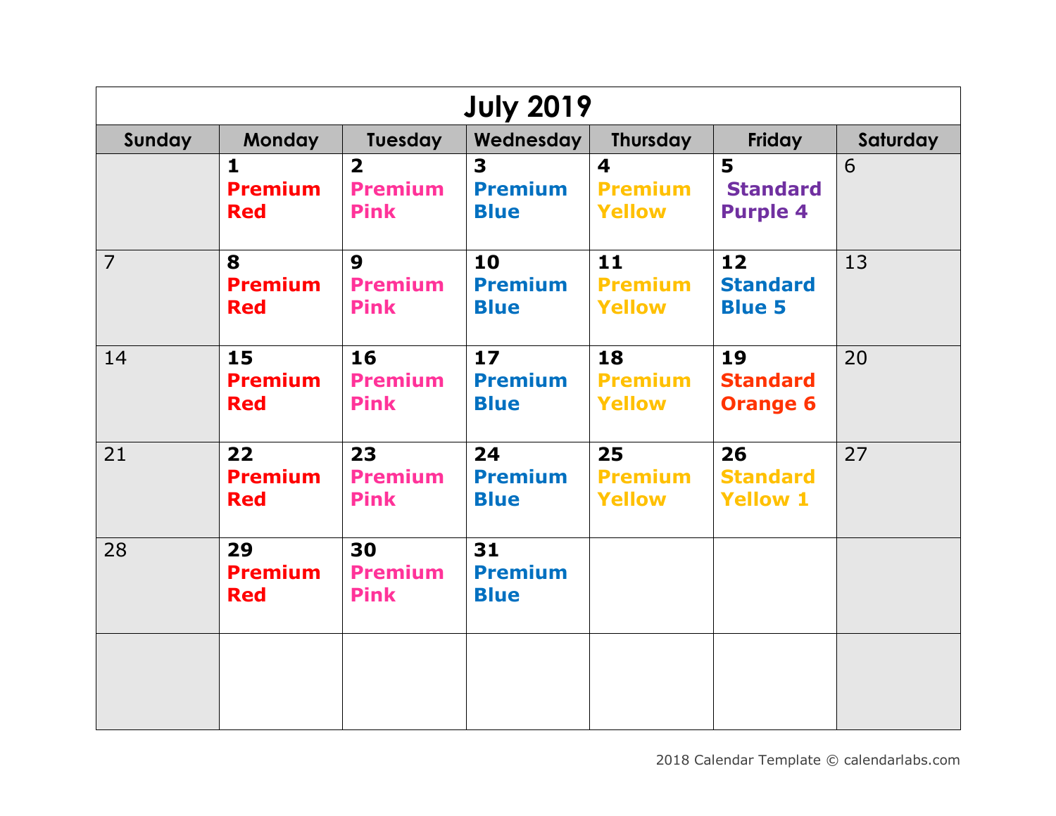# July 2019

| Sunday | Monday | Tuesday | Wednesday | Thursday | Friday | Saturday |
|---|---|---|---|---|---|---|
| | 1 **Premium Red** | 2 **Premium Pink** | 3 **Premium Blue** | 4 **Premium Yellow** | 5 **Standard Purple 4** | 6 |
| 7 | 8 **Premium Red** | 9 **Premium Pink** | 10 **Premium Blue** | 11 **Premium Yellow** | 12 **Standard Blue 5** | 13 |
| 14 | 15 **Premium Red** | 16 **Premium Pink** | 17 **Premium Blue** | 18 **Premium Yellow** | 19 **Standard Orange 6** | 20 |
| 21 | 22 **Premium Red** | 23 **Premium Pink** | 24 **Premium Blue** | 25 **Premium Yellow** | 26 **Standard Yellow 1** | 27 |
| 28 | 29 **Premium Red** | 30 **Premium Pink** | 31 **Premium Blue** | | | |
| | | | | | | |

2018 Calendar Template © calendarlabs.com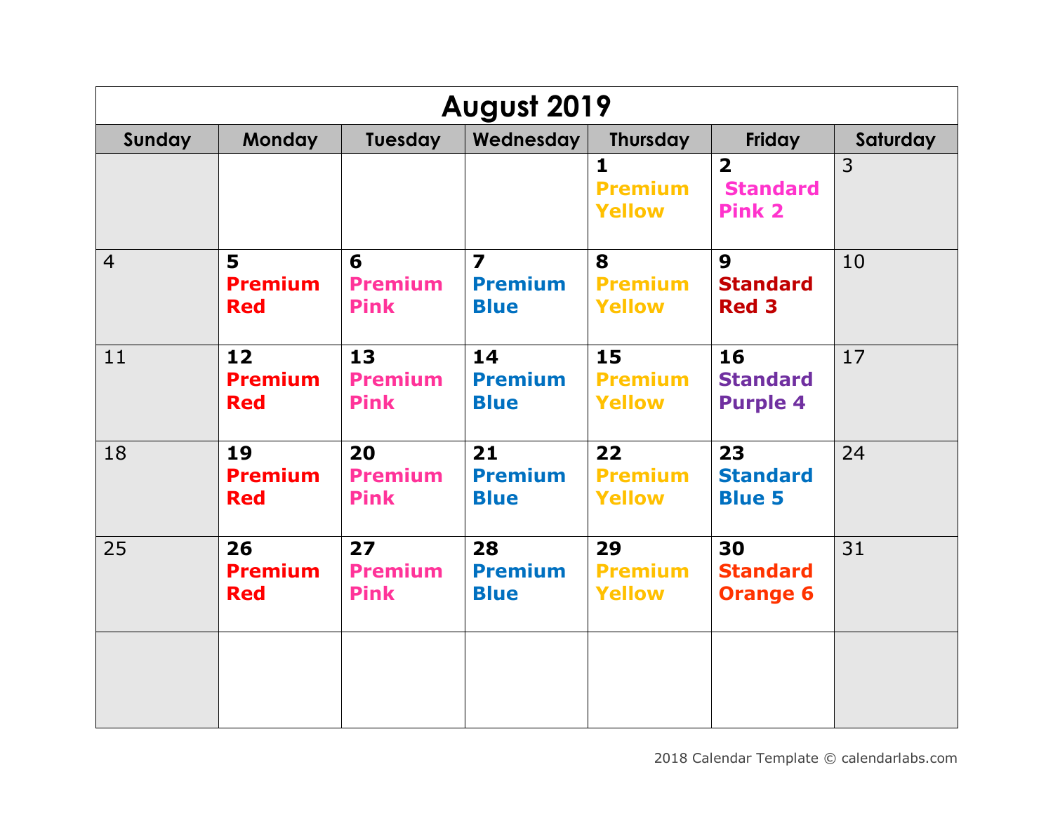# August 2019

| Sunday | Monday | Tuesday | Wednesday | Thursday | Friday | Saturday |
|---|---|---|---|---|---|---|
| | | | | **1** **Premium Yellow** | **2** **Standard Pink 2** | 3 |
| 4 | **5** **Premium Red** | **6** **Premium Pink** | **7** **Premium Blue** | **8** **Premium Yellow** | **9** **Standard Red 3** | 10 |
| 11 | **12** **Premium Red** | **13** **Premium Pink** | **14** **Premium Blue** | **15** **Premium Yellow** | **16** **Standard Purple 4** | 17 |
| 18 | **19** **Premium Red** | **20** **Premium Pink** | **21** **Premium Blue** | **22** **Premium Yellow** | **23** **Standard Blue 5** | 24 |
| 25 | **26** **Premium Red** | **27** **Premium Pink** | **28** **Premium Blue** | **29** **Premium Yellow** | **30** **Standard Orange 6** | 31 |
| | | | | | | |

2018 Calendar Template © calendarlabs.com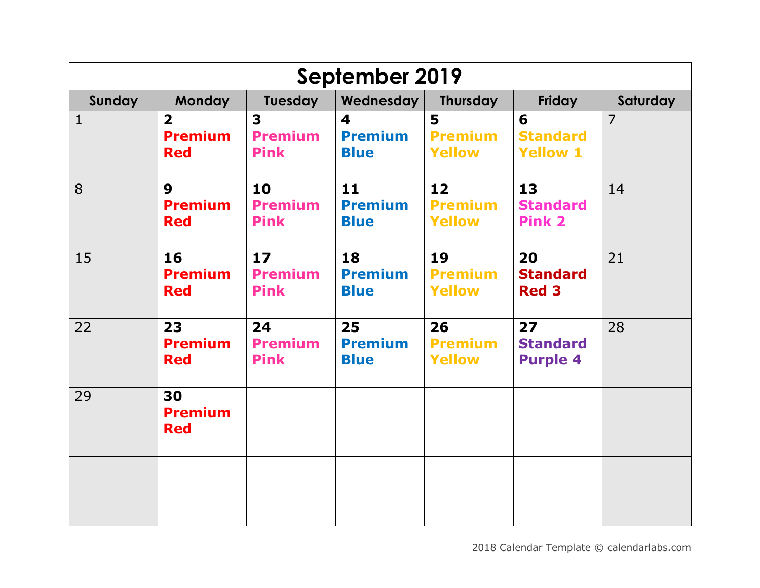# September 2019

| Sunday | Monday | Tuesday | Wednesday | Thursday | Friday | Saturday |
|---|---|---|---|---|---|---|
| 1 | **2** **Premium Red** | **3** **Premium Pink** | **4** **Premium Blue** | **5** **Premium Yellow** | **6** **Standard Yellow 1** | 7 |
| 8 | **9** **Premium Red** | **10** **Premium Pink** | **11** **Premium Blue** | **12** **Premium Yellow** | **13** **Standard Pink 2** | 14 |
| 15 | **16** **Premium Red** | **17** **Premium Pink** | **18** **Premium Blue** | **19** **Premium Yellow** | **20** **Standard Red 3** | 21 |
| 22 | **23** **Premium Red** | **24** **Premium Pink** | **25** **Premium Blue** | **26** **Premium Yellow** | **27** **Standard Purple 4** | 28 |
| 29 | **30** **Premium Red** | | | | | |
| | | | | | | |

2018 Calendar Template © calendarlabs.com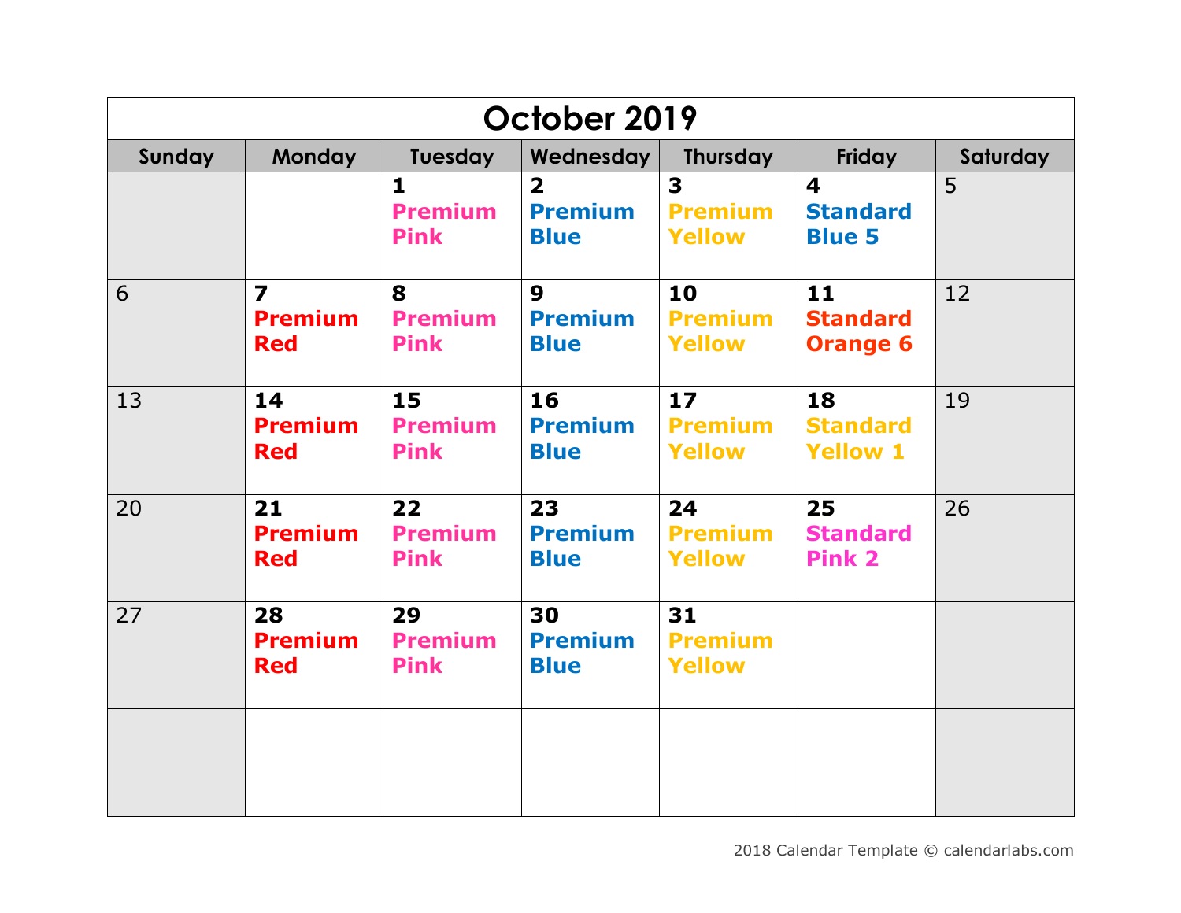# October 2019

| Sunday | Monday | Tuesday | Wednesday | Thursday | Friday | Saturday |
|---|---|---|---|---|---|---|
| | | **1** **Premium Pink** | **2** **Premium Blue** | **3** **Premium Yellow** | **4** **Standard Blue 5** | 5 |
| 6 | **7** **Premium Red** | **8** **Premium Pink** | **9** **Premium Blue** | **10** **Premium Yellow** | **11** **Standard Orange 6** | 12 |
| 13 | **14** **Premium Red** | **15** **Premium Pink** | **16** **Premium Blue** | **17** **Premium Yellow** | **18** **Standard Yellow 1** | 19 |
| 20 | **21** **Premium Red** | **22** **Premium Pink** | **23** **Premium Blue** | **24** **Premium Yellow** | **25** **Standard Pink 2** | 26 |
| 27 | **28** **Premium Red** | **29** **Premium Pink** | **30** **Premium Blue** | **31** **Premium Yellow** | | |
| | | | | | | |

2018 Calendar Template © calendarlabs.com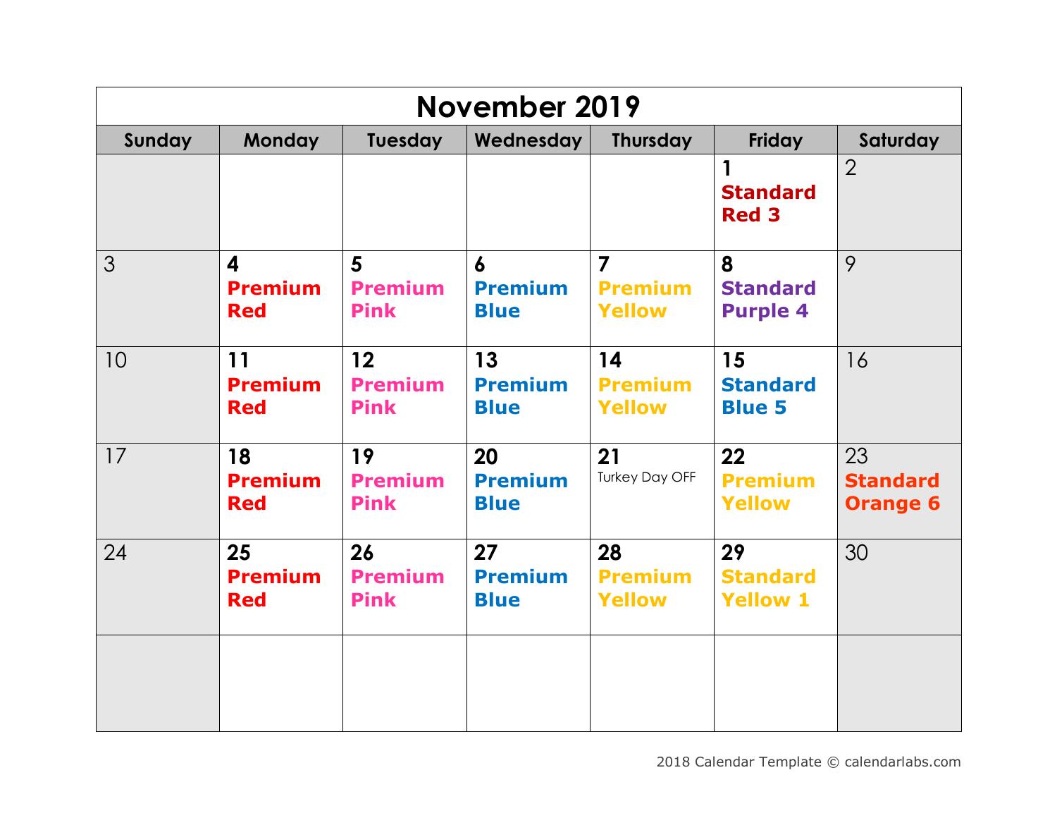# November 2019

| Sunday | Monday | Tuesday | Wednesday | Thursday | Friday | Saturday |
|---|---|---|---|---|---|---|
| | | | | | **1** **Standard Red 3** | 2 |
| 3 | **4** **Premium Red** | **5** **Premium Pink** | **6** **Premium Blue** | **7** **Premium Yellow** | **8** **Standard Purple 4** | 9 |
| 10 | **11** **Premium Red** | **12** **Premium Pink** | **13** **Premium Blue** | **14** **Premium Yellow** | **15** **Standard Blue 5** | 16 |
| 17 | **18** **Premium Red** | **19** **Premium Pink** | **20** **Premium Blue** | **21** Turkey Day OFF | **22** **Premium Yellow** | 23 **Standard Orange 6** |
| 24 | **25** **Premium Red** | **26** **Premium Pink** | **27** **Premium Blue** | **28** **Premium Yellow** | **29** **Standard Yellow 1** | 30 |
| | | | | | | |

2018 Calendar Template © calendarlabs.com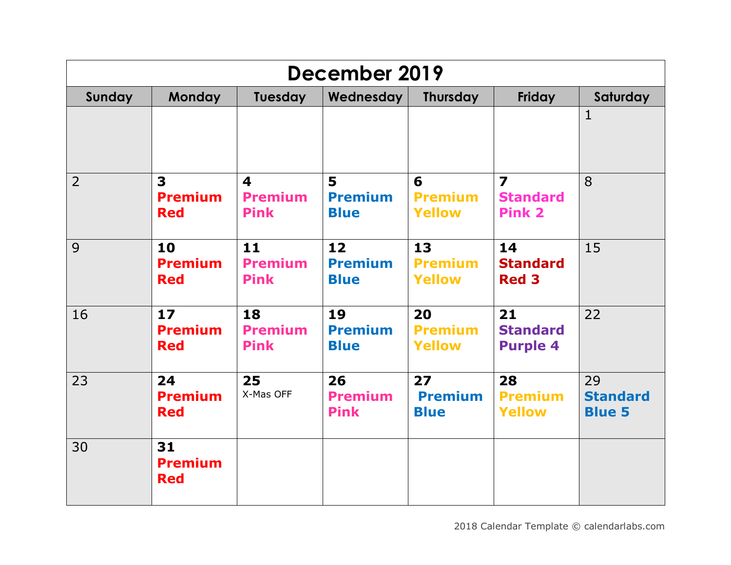# December 2019

| Sunday | Monday | Tuesday | Wednesday | Thursday | Friday | Saturday |
|---|---|---|---|---|---|---|
| | | | | | | 1 |
| 2 | **3** **Premium Red** | **4** **Premium Pink** | **5** **Premium Blue** | **6** **Premium Yellow** | **7** **Standard Pink 2** | 8 |
| 9 | **10** **Premium Red** | **11** **Premium Pink** | **12** **Premium Blue** | **13** **Premium Yellow** | **14** **Standard Red 3** | 15 |
| 16 | **17** **Premium Red** | **18** **Premium Pink** | **19** **Premium Blue** | **20** **Premium Yellow** | **21** **Standard Purple 4** | 22 |
| 23 | **24** **Premium Red** | **25** X-Mas OFF | **26** **Premium Pink** | **27** **Premium Blue** | **28** **Premium Yellow** | 29 **Standard Blue 5** |
| 30 | **31** **Premium Red** | | | | | |

2018 Calendar Template © calendarlabs.com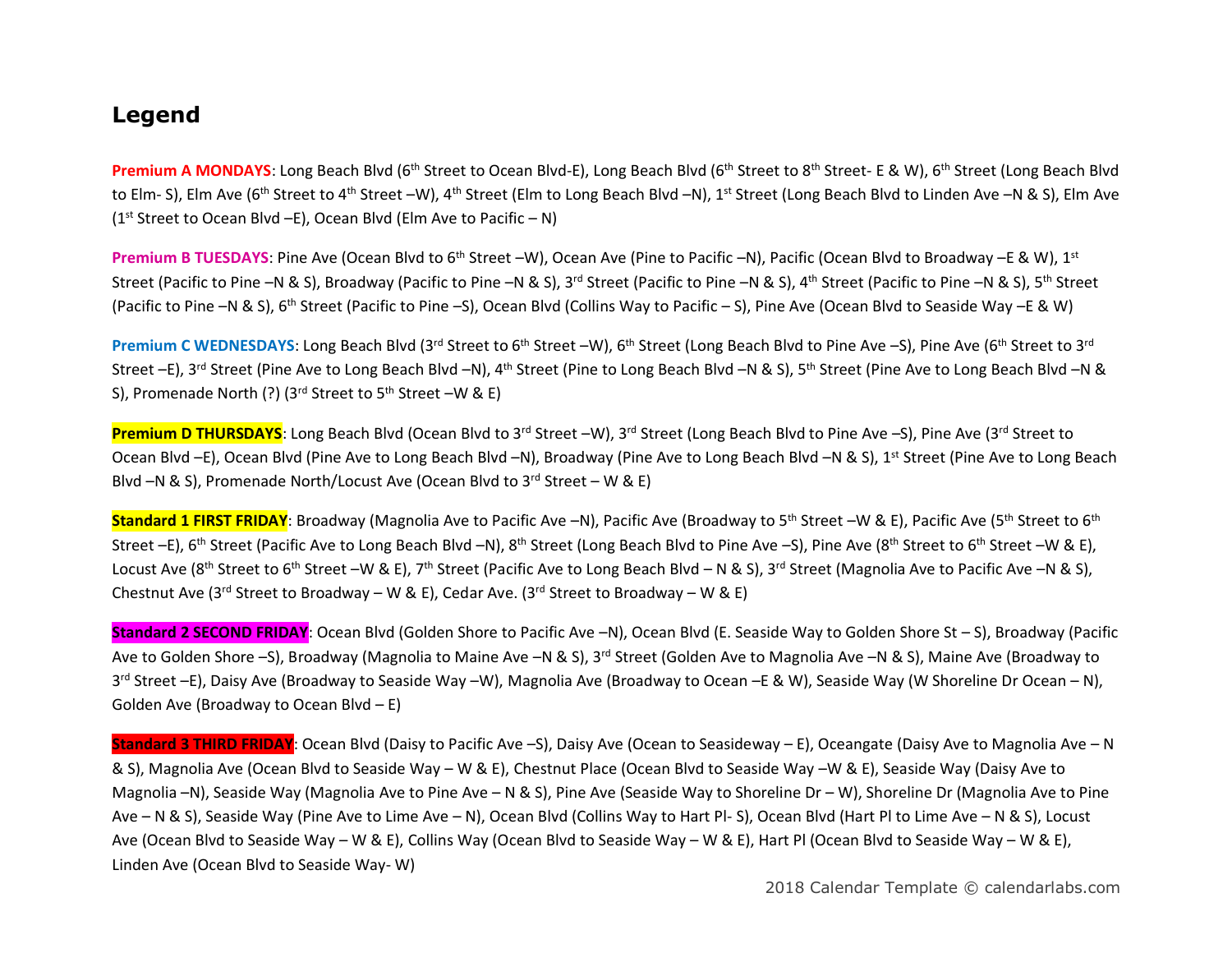## Legend

**Premium A MONDAYS**: Long Beach Blvd (6th Street to Ocean Blvd-E), Long Beach Blvd (6th Street to 8th Street- E & W), 6th Street (Long Beach Blvd to Elm- S), Elm Ave (6th Street to 4th Street –W), 4th Street (Elm to Long Beach Blvd –N), 1st Street (Long Beach Blvd to Linden Ave –N & S), Elm Ave (1st Street to Ocean Blvd –E), Ocean Blvd (Elm Ave to Pacific – N)

**Premium B TUESDAYS**: Pine Ave (Ocean Blvd to 6th Street –W), Ocean Ave (Pine to Pacific –N), Pacific (Ocean Blvd to Broadway –E & W), 1st Street (Pacific to Pine –N & S), Broadway (Pacific to Pine –N & S), 3rd Street (Pacific to Pine –N & S), 4th Street (Pacific to Pine –N & S), 5th Street (Pacific to Pine –N & S), 6th Street (Pacific to Pine –S), Ocean Blvd (Collins Way to Pacific – S), Pine Ave (Ocean Blvd to Seaside Way –E & W)

**Premium C WEDNESDAYS**: Long Beach Blvd (3rd Street to 6th Street –W), 6th Street (Long Beach Blvd to Pine Ave –S), Pine Ave (6th Street to 3rd Street –E), 3rd Street (Pine Ave to Long Beach Blvd –N), 4th Street (Pine to Long Beach Blvd –N & S), 5th Street (Pine Ave to Long Beach Blvd –N & S), Promenade North (?) (3rd Street to 5th Street –W & E)

**Premium D THURSDAYS**: Long Beach Blvd (Ocean Blvd to 3rd Street –W), 3rd Street (Long Beach Blvd to Pine Ave –S), Pine Ave (3rd Street to Ocean Blvd –E), Ocean Blvd (Pine Ave to Long Beach Blvd –N), Broadway (Pine Ave to Long Beach Blvd –N & S), 1st Street (Pine Ave to Long Beach Blvd –N & S), Promenade North/Locust Ave (Ocean Blvd to 3rd Street – W & E)

**Standard 1 FIRST FRIDAY**: Broadway (Magnolia Ave to Pacific Ave –N), Pacific Ave (Broadway to 5th Street –W & E), Pacific Ave (5th Street to 6th Street –E), 6th Street (Pacific Ave to Long Beach Blvd –N), 8th Street (Long Beach Blvd to Pine Ave –S), Pine Ave (8th Street to 6th Street –W & E), Locust Ave (8th Street to 6th Street –W & E), 7th Street (Pacific Ave to Long Beach Blvd – N & S), 3rd Street (Magnolia Ave to Pacific Ave –N & S), Chestnut Ave (3rd Street to Broadway – W & E), Cedar Ave. (3rd Street to Broadway – W & E)

**Standard 2 SECOND FRIDAY**: Ocean Blvd (Golden Shore to Pacific Ave –N), Ocean Blvd (E. Seaside Way to Golden Shore St – S), Broadway (Pacific Ave to Golden Shore –S), Broadway (Magnolia to Maine Ave –N & S), 3rd Street (Golden Ave to Magnolia Ave –N & S), Maine Ave (Broadway to 3rd Street –E), Daisy Ave (Broadway to Seaside Way –W), Magnolia Ave (Broadway to Ocean –E & W), Seaside Way (W Shoreline Dr Ocean – N), Golden Ave (Broadway to Ocean Blvd – E)

**Standard 3 THIRD FRIDAY**: Ocean Blvd (Daisy to Pacific Ave –S), Daisy Ave (Ocean to Seasideway – E), Oceangate (Daisy Ave to Magnolia Ave – N & S), Magnolia Ave (Ocean Blvd to Seaside Way – W & E), Chestnut Place (Ocean Blvd to Seaside Way –W & E), Seaside Way (Daisy Ave to Magnolia –N), Seaside Way (Magnolia Ave to Pine Ave – N & S), Pine Ave (Seaside Way to Shoreline Dr – W), Shoreline Dr (Magnolia Ave to Pine Ave – N & S), Seaside Way (Pine Ave to Lime Ave – N), Ocean Blvd (Collins Way to Hart Pl- S), Ocean Blvd (Hart Pl to Lime Ave – N & S), Locust Ave (Ocean Blvd to Seaside Way – W & E), Collins Way (Ocean Blvd to Seaside Way – W & E), Hart Pl (Ocean Blvd to Seaside Way – W & E), Linden Ave (Ocean Blvd to Seaside Way- W)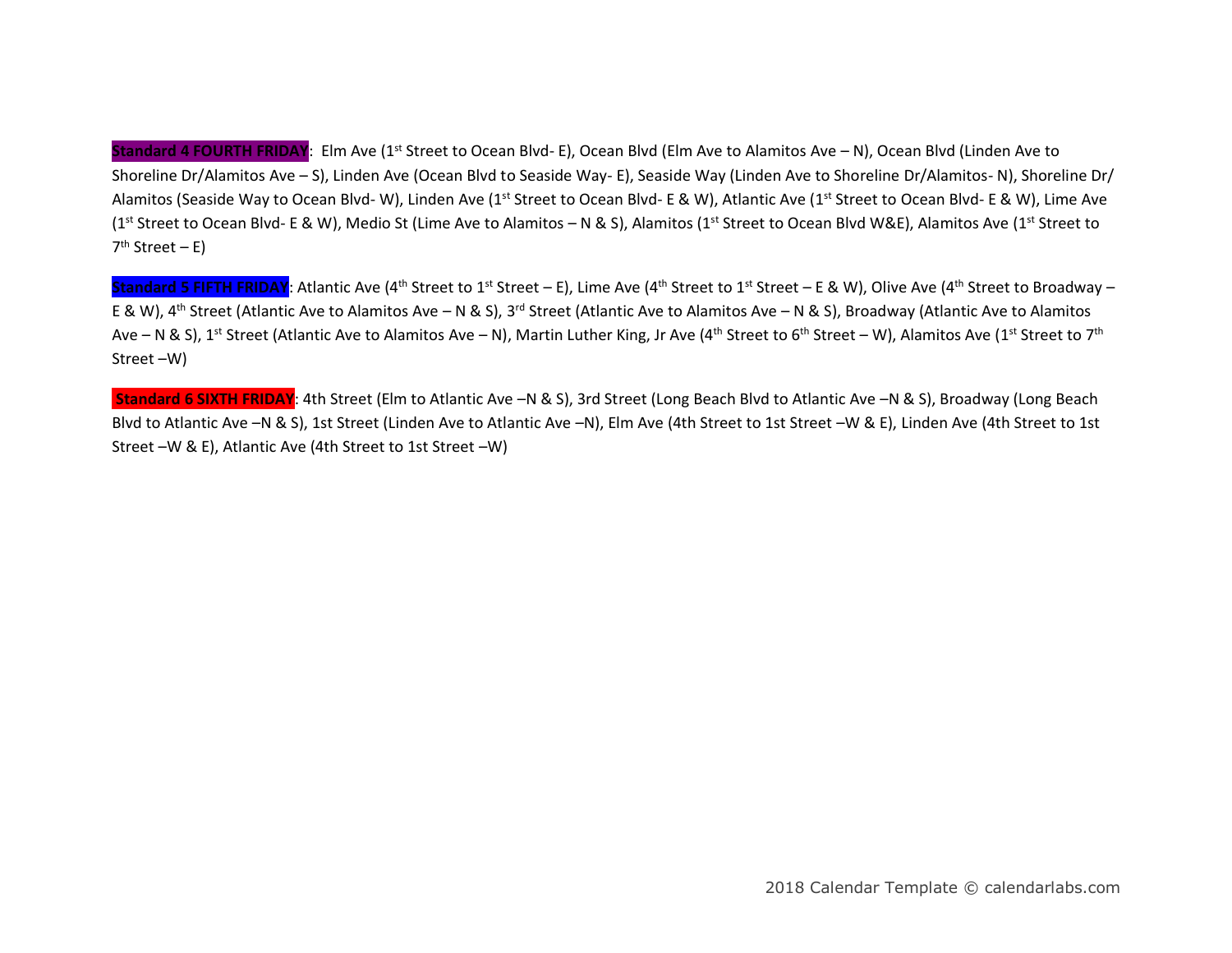**Standard 4 FOURTH FRIDAY**: Elm Ave (1st Street to Ocean Blvd- E), Ocean Blvd (Elm Ave to Alamitos Ave – N), Ocean Blvd (Linden Ave to Shoreline Dr/Alamitos Ave – S), Linden Ave (Ocean Blvd to Seaside Way- E), Seaside Way (Linden Ave to Shoreline Dr/Alamitos- N), Shoreline Dr/ Alamitos (Seaside Way to Ocean Blvd- W), Linden Ave (1st Street to Ocean Blvd- E & W), Atlantic Ave (1st Street to Ocean Blvd- E & W), Lime Ave (1st Street to Ocean Blvd- E & W), Medio St (Lime Ave to Alamitos – N & S), Alamitos (1st Street to Ocean Blvd W&E), Alamitos Ave (1st Street to 7th Street – E)

**Standard 5 FIFTH FRIDAY**: Atlantic Ave (4th Street to 1st Street – E), Lime Ave (4th Street to 1st Street – E & W), Olive Ave (4th Street to Broadway – E & W), 4th Street (Atlantic Ave to Alamitos Ave – N & S), 3rd Street (Atlantic Ave to Alamitos Ave – N & S), Broadway (Atlantic Ave to Alamitos Ave – N & S), 1st Street (Atlantic Ave to Alamitos Ave – N), Martin Luther King, Jr Ave (4th Street to 6th Street – W), Alamitos Ave (1st Street to 7th Street –W)

**Standard 6 SIXTH FRIDAY**: 4th Street (Elm to Atlantic Ave –N & S), 3rd Street (Long Beach Blvd to Atlantic Ave –N & S), Broadway (Long Beach Blvd to Atlantic Ave –N & S), 1st Street (Linden Ave to Atlantic Ave –N), Elm Ave (4th Street to 1st Street –W & E), Linden Ave (4th Street to 1st Street –W & E), Atlantic Ave (4th Street to 1st Street –W)